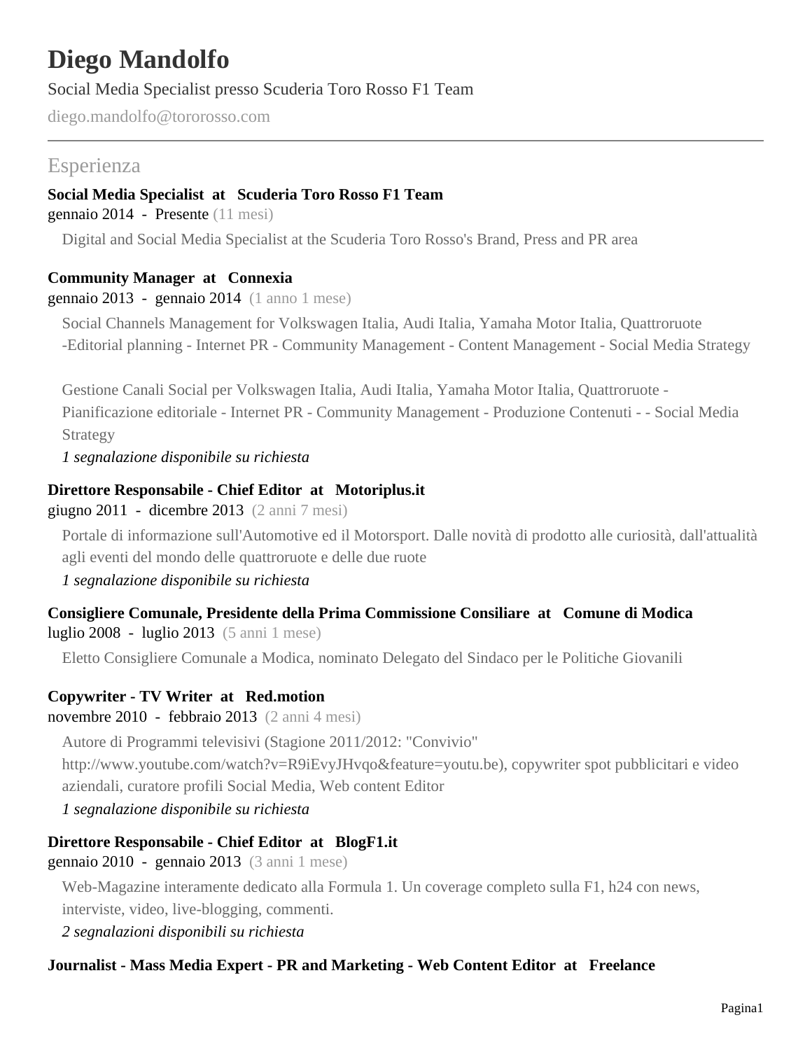# Diego Mandolfo

Social Media Specialist presso Scuderia Toro Rosso F1 Team

diego.mandolfo@tororosso.com

## Esperienza

**Social Media Specialist at Scuderia Toro Rosso F1 Team**
gennaio 2014 - Presente (11 mesi)

Digital and Social Media Specialist at the Scuderia Toro Rosso's Brand, Press and PR area

**Community Manager at Connexia**
gennaio 2013 - gennaio 2014 (1 anno 1 mese)

Social Channels Management for Volkswagen Italia, Audi Italia, Yamaha Motor Italia, Quattroruote -Editorial planning - Internet PR - Community Management - Content Management - Social Media Strategy

Gestione Canali Social per Volkswagen Italia, Audi Italia, Yamaha Motor Italia, Quattroruote - Pianificazione editoriale - Internet PR - Community Management - Produzione Contenuti - - Social Media Strategy

*1 segnalazione disponibile su richiesta*

**Direttore Responsabile - Chief Editor at Motoriplus.it**
giugno 2011 - dicembre 2013 (2 anni 7 mesi)

Portale di informazione sull'Automotive ed il Motorsport. Dalle novità di prodotto alle curiosità, dall'attualità agli eventi del mondo delle quattroruote e delle due ruote

*1 segnalazione disponibile su richiesta*

**Consigliere Comunale, Presidente della Prima Commissione Consiliare at Comune di Modica**
luglio 2008 - luglio 2013 (5 anni 1 mese)

Eletto Consigliere Comunale a Modica, nominato Delegato del Sindaco per le Politiche Giovanili

**Copywriter - TV Writer at Red.motion**
novembre 2010 - febbraio 2013 (2 anni 4 mesi)

Autore di Programmi televisivi (Stagione 2011/2012: "Convivio" http://www.youtube.com/watch?v=R9iEvyJHvqo&feature=youtu.be), copywriter spot pubblicitari e video aziendali, curatore profili Social Media, Web content Editor

*1 segnalazione disponibile su richiesta*

**Direttore Responsabile - Chief Editor at BlogF1.it**
gennaio 2010 - gennaio 2013 (3 anni 1 mese)

Web-Magazine interamente dedicato alla Formula 1. Un coverage completo sulla F1, h24 con news, interviste, video, live-blogging, commenti.

*2 segnalazioni disponibili su richiesta*

**Journalist - Mass Media Expert - PR and Marketing - Web Content Editor at Freelance**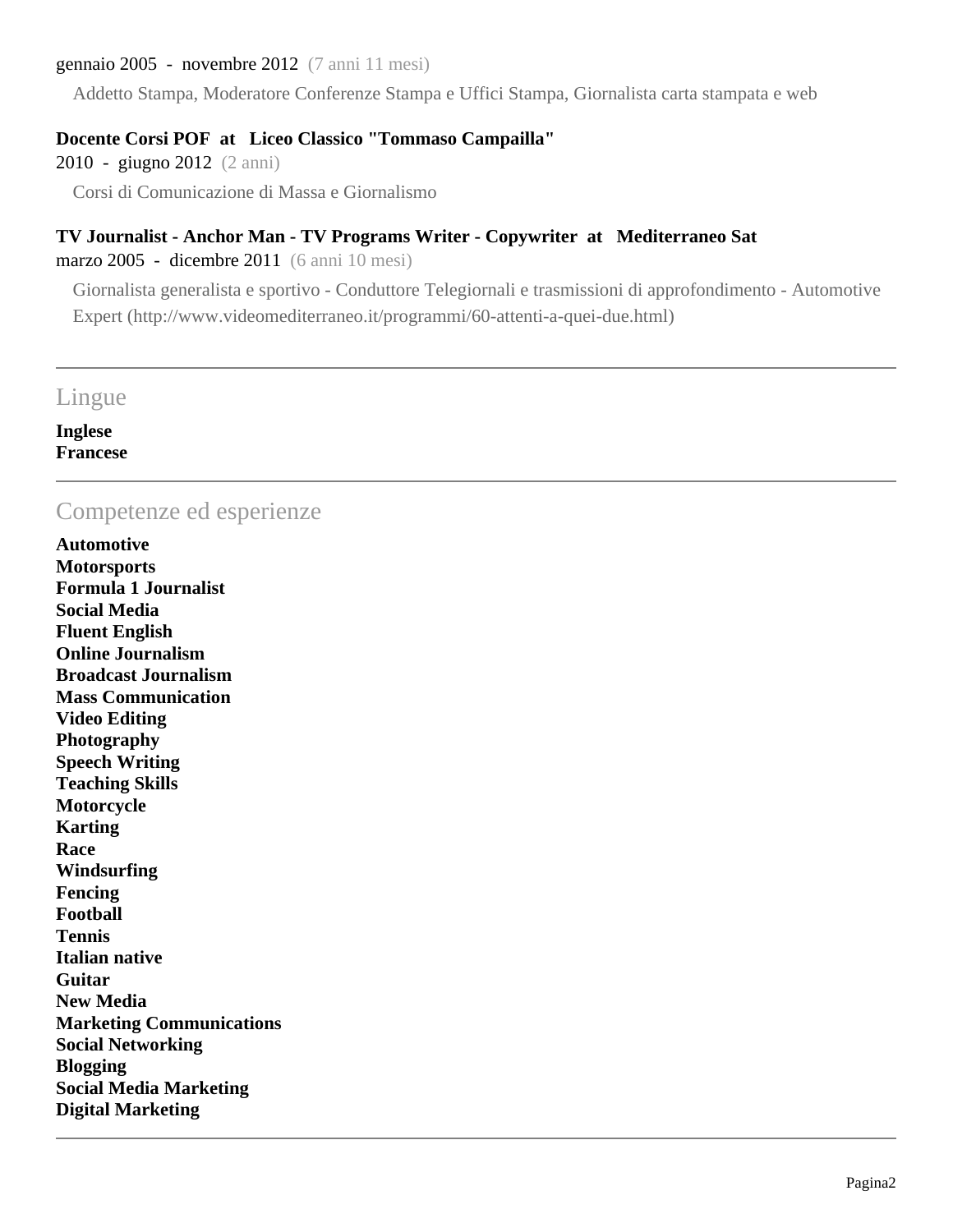gennaio 2005 - novembre 2012 (7 anni 11 mesi)

Addetto Stampa, Moderatore Conferenze Stampa e Uffici Stampa, Giornalista carta stampata e web

**Docente Corsi POF at Liceo Classico "Tommaso Campailla"**

2010 - giugno 2012 (2 anni)

Corsi di Comunicazione di Massa e Giornalismo

**TV Journalist - Anchor Man - TV Programs Writer - Copywriter at Mediterraneo Sat**

marzo 2005 - dicembre 2011 (6 anni 10 mesi)

Giornalista generalista e sportivo - Conduttore Telegiornali e trasmissioni di approfondimento - Automotive Expert (http://www.videomediterraneo.it/programmi/60-attenti-a-quei-due.html)

---

## Lingue

**Inglese**
**Francese**

---

## Competenze ed esperienze

**Automotive**
**Motorsports**
**Formula 1 Journalist**
**Social Media**
**Fluent English**
**Online Journalism**
**Broadcast Journalism**
**Mass Communication**
**Video Editing**
**Photography**
**Speech Writing**
**Teaching Skills**
**Motorcycle**
**Karting**
**Race**
**Windsurfing**
**Fencing**
**Football**
**Tennis**
**Italian native**
**Guitar**
**New Media**
**Marketing Communications**
**Social Networking**
**Blogging**
**Social Media Marketing**
**Digital Marketing**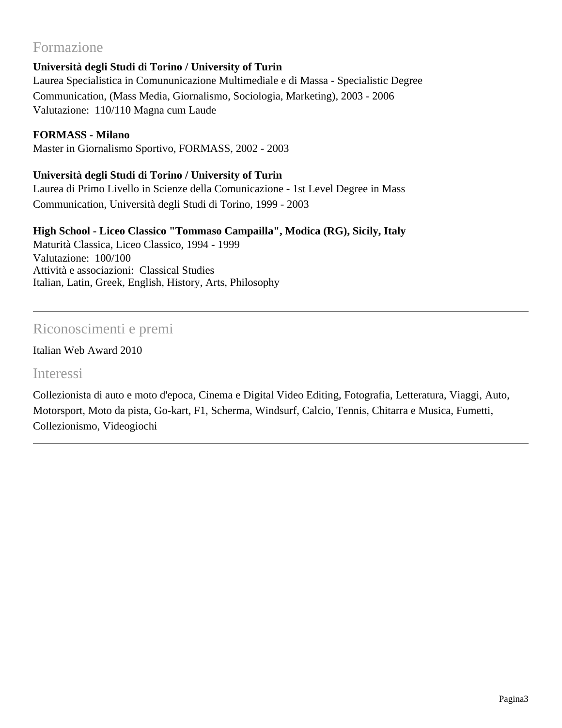## Formazione

**Università degli Studi di Torino / University of Turin**
Laurea Specialistica in Comununicazione Multimediale e di Massa - Specialistic Degree Communication, (Mass Media, Giornalismo, Sociologia, Marketing), 2003 - 2006
Valutazione: 110/110 Magna cum Laude

**FORMASS - Milano**
Master in Giornalismo Sportivo, FORMASS, 2002 - 2003

**Università degli Studi di Torino / University of Turin**
Laurea di Primo Livello in Scienze della Comunicazione - 1st Level Degree in Mass Communication, Università degli Studi di Torino, 1999 - 2003

**High School - Liceo Classico "Tommaso Campailla", Modica (RG), Sicily, Italy**
Maturità Classica, Liceo Classico, 1994 - 1999
Valutazione: 100/100
Attività e associazioni: Classical Studies
Italian, Latin, Greek, English, History, Arts, Philosophy

---

## Riconoscimenti e premi

Italian Web Award 2010

## Interessi

Collezionista di auto e moto d'epoca, Cinema e Digital Video Editing, Fotografia, Letteratura, Viaggi, Auto, Motorsport, Moto da pista, Go-kart, F1, Scherma, Windsurf, Calcio, Tennis, Chitarra e Musica, Fumetti, Collezionismo, Videogiochi

---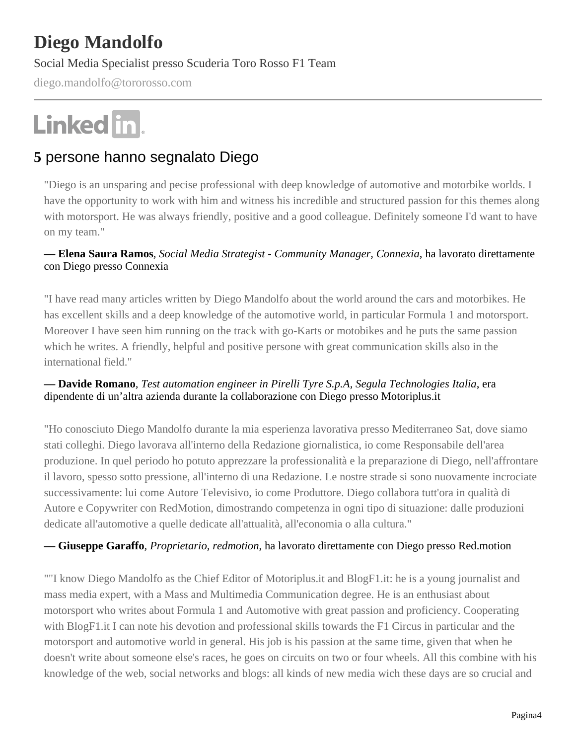# Diego Mandolfo

Social Media Specialist presso Scuderia Toro Rosso F1 Team

diego.mandolfo@tororosso.com

## 5 persone hanno segnalato Diego

"Diego is an unsparing and pecise professional with deep knowledge of automotive and motorbike worlds. I have the opportunity to work with him and witness his incredible and structured passion for this themes along with motorsport. He was always friendly, positive and a good colleague. Definitely someone I'd want to have on my team."

**— Elena Saura Ramos**, *Social Media Strategist - Community Manager, Connexia*, ha lavorato direttamente con Diego presso Connexia

"I have read many articles written by Diego Mandolfo about the world around the cars and motorbikes. He has excellent skills and a deep knowledge of the automotive world, in particular Formula 1 and motorsport. Moreover I have seen him running on the track with go-Karts or motobikes and he puts the same passion which he writes. A friendly, helpful and positive persone with great communication skills also in the international field."

**— Davide Romano**, *Test automation engineer in Pirelli Tyre S.p.A, Segula Technologies Italia*, era dipendente di un'altra azienda durante la collaborazione con Diego presso Motoriplus.it

"Ho conosciuto Diego Mandolfo durante la mia esperienza lavorativa presso Mediterraneo Sat, dove siamo stati colleghi. Diego lavorava all'interno della Redazione giornalistica, io come Responsabile dell'area produzione. In quel periodo ho potuto apprezzare la professionalità e la preparazione di Diego, nell'affrontare il lavoro, spesso sotto pressione, all'interno di una Redazione. Le nostre strade si sono nuovamente incrociate successivamente: lui come Autore Televisivo, io come Produttore. Diego collabora tutt'ora in qualità di Autore e Copywriter con RedMotion, dimostrando competenza in ogni tipo di situazione: dalle produzioni dedicate all'automotive a quelle dedicate all'attualità, all'economia o alla cultura."

**— Giuseppe Garaffo**, *Proprietario, redmotion*, ha lavorato direttamente con Diego presso Red.motion

""I know Diego Mandolfo as the Chief Editor of Motoriplus.it and BlogF1.it: he is a young journalist and mass media expert, with a Mass and Multimedia Communication degree. He is an enthusiast about motorsport who writes about Formula 1 and Automotive with great passion and proficiency. Cooperating with BlogF1.it I can note his devotion and professional skills towards the F1 Circus in particular and the motorsport and automotive world in general. His job is his passion at the same time, given that when he doesn't write about someone else's races, he goes on circuits on two or four wheels. All this combine with his knowledge of the web, social networks and blogs: all kinds of new media wich these days are so crucial and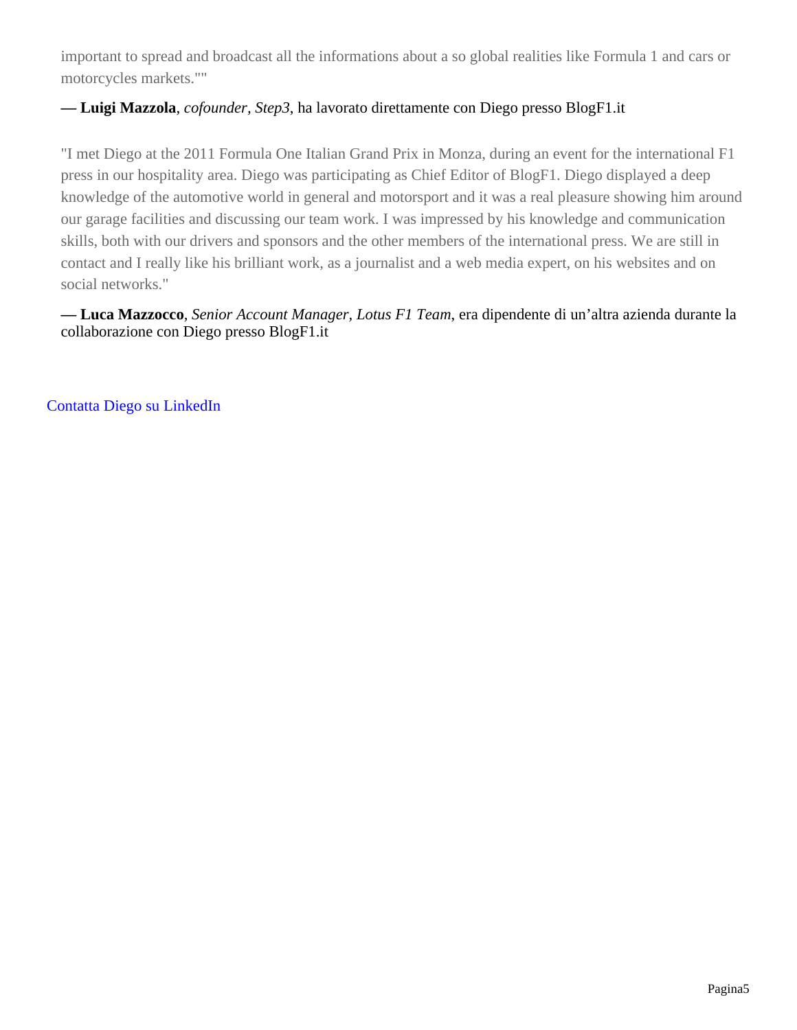important to spread and broadcast all the informations about a so global realities like Formula 1 and cars or motorcycles markets.""

— **Luigi Mazzola**, *cofounder*, *Step3*, ha lavorato direttamente con Diego presso BlogF1.it

"I met Diego at the 2011 Formula One Italian Grand Prix in Monza, during an event for the international F1 press in our hospitality area. Diego was participating as Chief Editor of BlogF1. Diego displayed a deep knowledge of the automotive world in general and motorsport and it was a real pleasure showing him around our garage facilities and discussing our team work. I was impressed by his knowledge and communication skills, both with our drivers and sponsors and the other members of the international press. We are still in contact and I really like his brilliant work, as a journalist and a web media expert, on his websites and on social networks."

— **Luca Mazzocco**, *Senior Account Manager*, *Lotus F1 Team*, era dipendente di un'altra azienda durante la collaborazione con Diego presso BlogF1.it

Contatta Diego su LinkedIn